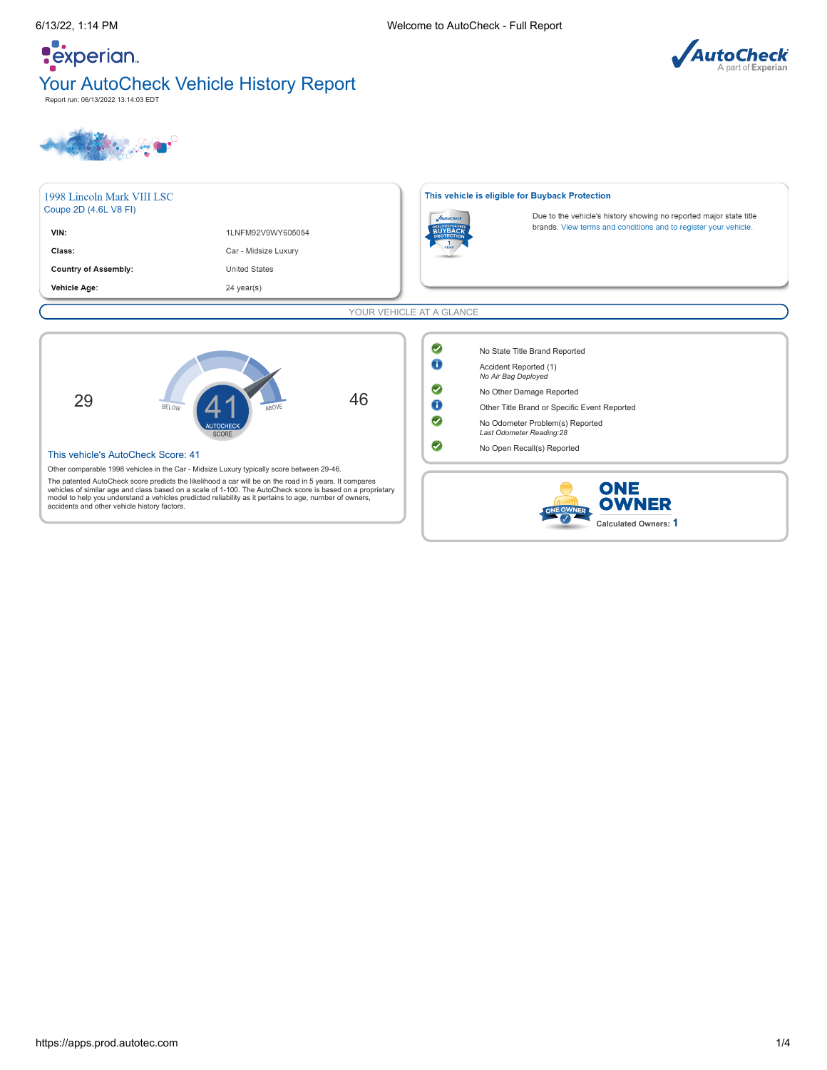experian.

# Your AutoCheck Vehicle History Report

Report run: 06/13/2022 13:14:03 EDT

## 1998 Lincoln Mark VIII LSC

Coupe 2D (4.6L V8 FI)

| | |
|---|---|
| **VIN:** | 1LNFM92V9WY605054 |
| **Class:** | Car - Midsize Luxury |
| **Country of Assembly:** | United States |
| **Vehicle Age:** | 24 year(s) |

**This vehicle is eligible for Buyback Protection**

Due to the vehicle's history showing no reported major state title brands. View terms and conditions and to register your vehicle.

## YOUR VEHICLE AT A GLANCE

29 BELOW — 41 AUTOCHECK SCORE — ABOVE 46

**This vehicle's AutoCheck Score: 41**

Other comparable 1998 vehicles in the Car - Midsize Luxury typically score between 29-46.

The patented AutoCheck score predicts the likelihood a car will be on the road in 5 years. It compares vehicles of similar age and class based on a scale of 1-100. The AutoCheck score is based on a proprietary model to help you understand a vehicles predicted reliability as it pertains to age, number of owners, accidents and other vehicle history factors.

- No State Title Brand Reported
- Accident Reported (1)
  *No Air Bag Deployed*
- No Other Damage Reported
- Other Title Brand or Specific Event Reported
- No Odometer Problem(s) Reported
  *Last Odometer Reading:28*
- No Open Recall(s) Reported

**ONE OWNER**

Calculated Owners: 1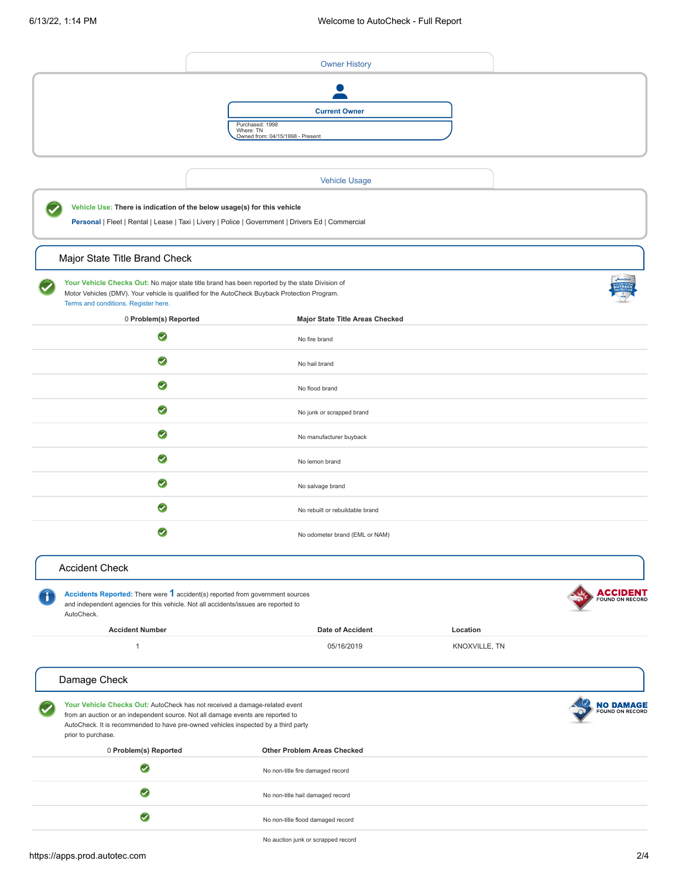## Owner History

**Current Owner**

Purchased: 1998
Where: TN
Owned from: 04/15/1998 - Present

## Vehicle Usage

**Vehicle Use:** **There is indication of the below usage(s) for this vehicle**

**Personal** | Fleet | Rental | Lease | Taxi | Livery | Police | Government | Drivers Ed | Commercial

## Major State Title Brand Check

**Your Vehicle Checks Out:** No major state title brand has been reported by the state Division of Motor Vehicles (DMV). Your vehicle is qualified for the AutoCheck Buyback Protection Program.
Terms and conditions. Register here.

| 0 Problem(s) Reported | Major State Title Areas Checked |
|---|---|
| ✔ | No fire brand |
| ✔ | No hail brand |
| ✔ | No flood brand |
| ✔ | No junk or scrapped brand |
| ✔ | No manufacturer buyback |
| ✔ | No lemon brand |
| ✔ | No salvage brand |
| ✔ | No rebuilt or rebuildable brand |
| ✔ | No odometer brand (EML or NAM) |

## Accident Check

**Accidents Reported:** There were **1** accident(s) reported from government sources and independent agencies for this vehicle. Not all accidents/issues are reported to AutoCheck.

**ACCIDENT** FOUND ON RECORD

| Accident Number | Date of Accident | Location |
|---|---|---|
| 1 | 05/16/2019 | KNOXVILLE, TN |

## Damage Check

**Your Vehicle Checks Out:** AutoCheck has not received a damage-related event from an auction or an independent source. Not all damage events are reported to AutoCheck. It is recommended to have pre-owned vehicles inspected by a third party prior to purchase.

**NO DAMAGE** FOUND ON RECORD

| 0 Problem(s) Reported | Other Problem Areas Checked |
|---|---|
| ✔ | No non-title fire damaged record |
| ✔ | No non-title hail damaged record |
| ✔ | No non-title flood damaged record |
| | No auction junk or scrapped record |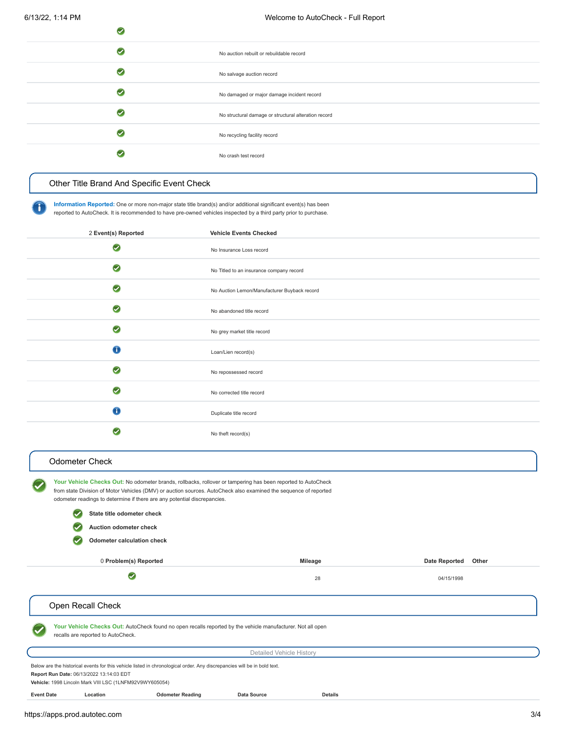| | |
|---|---|
| ✔ | |
| ✔ | No auction rebuilt or rebuildable record |
| ✔ | No salvage auction record |
| ✔ | No damaged or major damage incident record |
| ✔ | No structural damage or structural alteration record |
| ✔ | No recycling facility record |
| ✔ | No crash test record |

## Other Title Brand And Specific Event Check

**Information Reported:** One or more non-major state title brand(s) and/or additional significant event(s) has been reported to AutoCheck. It is recommended to have pre-owned vehicles inspected by a third party prior to purchase.

| 2 **Event(s) Reported** | **Vehicle Events Checked** |
|---|---|
| ✔ | No Insurance Loss record |
| ✔ | No Titled to an insurance company record |
| ✔ | No Auction Lemon/Manufacturer Buyback record |
| ✔ | No abandoned title record |
| ✔ | No grey market title record |
| ℹ | Loan/Lien record(s) |
| ✔ | No repossessed record |
| ✔ | No corrected title record |
| ℹ | Duplicate title record |
| ✔ | No theft record(s) |

## Odometer Check

**Your Vehicle Checks Out:** No odometer brands, rollbacks, rollover or tampering has been reported to AutoCheck from state Division of Motor Vehicles (DMV) or auction sources. AutoCheck also examined the sequence of reported odometer readings to determine if there are any potential discrepancies.

- ✔ **State title odometer check**
- ✔ **Auction odometer check**
- ✔ **Odometer calculation check**

| 0 **Problem(s) Reported** | **Mileage** | **Date Reported** | **Other** |
|---|---|---|---|
| ✔ | 28 | 04/15/1998 | |

## Open Recall Check

**Your Vehicle Checks Out:** AutoCheck found no open recalls reported by the vehicle manufacturer. Not all open recalls are reported to AutoCheck.

## Detailed Vehicle History

Below are the historical events for this vehicle listed in chronological order. Any discrepancies will be in bold text.

**Report Run Date:** 06/13/2022 13:14:03 EDT

**Vehicle:** 1998 Lincoln Mark VIII LSC (1LNFM92V9WY605054)

| Event Date | Location | Odometer Reading | Data Source | Details |
|---|---|---|---|---|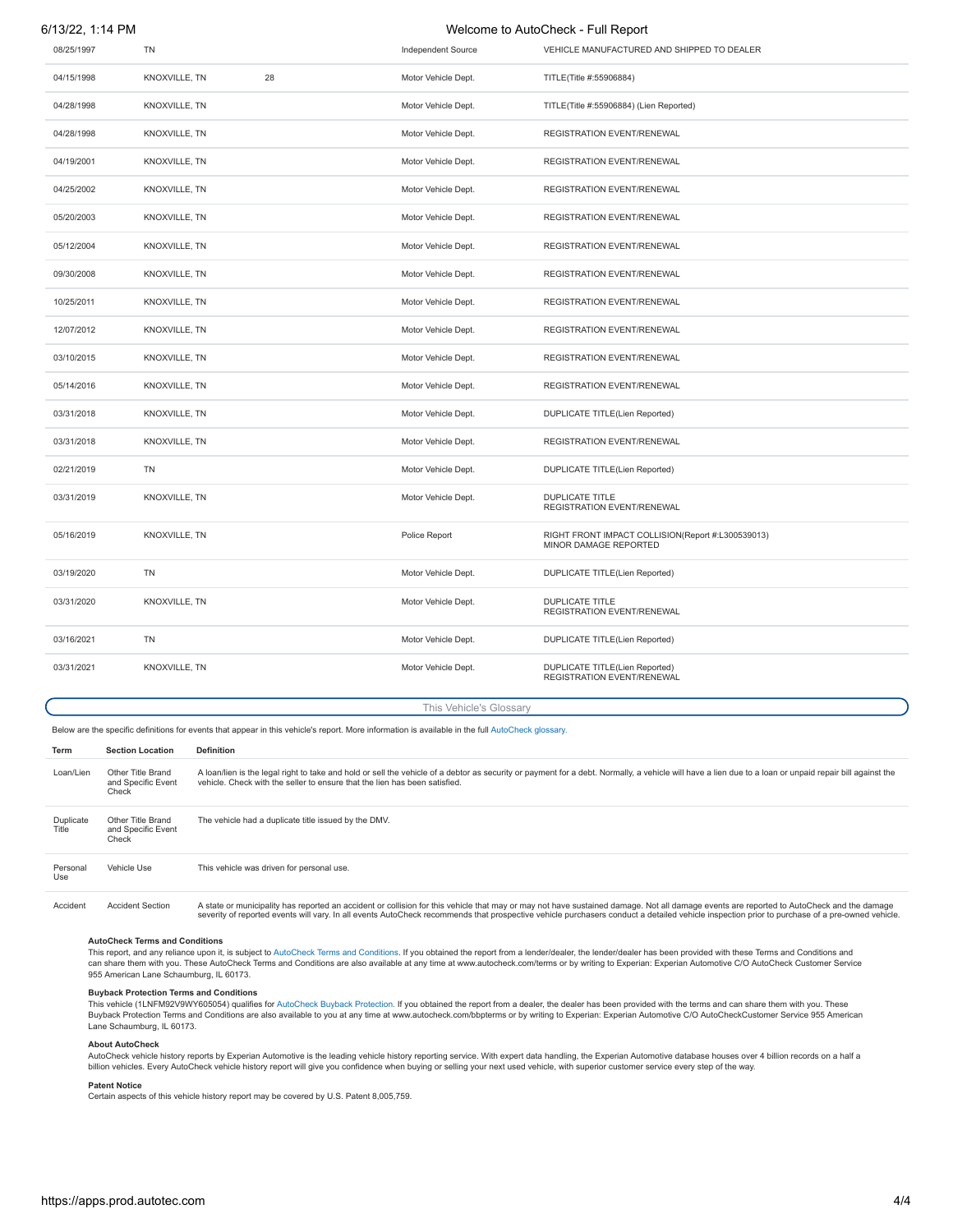| | | | | |
|---|---|---|---|---|
| 08/25/1997 | TN | | Independent Source | VEHICLE MANUFACTURED AND SHIPPED TO DEALER |
| 04/15/1998 | KNOXVILLE, TN | 28 | Motor Vehicle Dept. | TITLE(Title #:55906884) |
| 04/28/1998 | KNOXVILLE, TN | | Motor Vehicle Dept. | TITLE(Title #:55906884) (Lien Reported) |
| 04/28/1998 | KNOXVILLE, TN | | Motor Vehicle Dept. | REGISTRATION EVENT/RENEWAL |
| 04/19/2001 | KNOXVILLE, TN | | Motor Vehicle Dept. | REGISTRATION EVENT/RENEWAL |
| 04/25/2002 | KNOXVILLE, TN | | Motor Vehicle Dept. | REGISTRATION EVENT/RENEWAL |
| 05/20/2003 | KNOXVILLE, TN | | Motor Vehicle Dept. | REGISTRATION EVENT/RENEWAL |
| 05/12/2004 | KNOXVILLE, TN | | Motor Vehicle Dept. | REGISTRATION EVENT/RENEWAL |
| 09/30/2008 | KNOXVILLE, TN | | Motor Vehicle Dept. | REGISTRATION EVENT/RENEWAL |
| 10/25/2011 | KNOXVILLE, TN | | Motor Vehicle Dept. | REGISTRATION EVENT/RENEWAL |
| 12/07/2012 | KNOXVILLE, TN | | Motor Vehicle Dept. | REGISTRATION EVENT/RENEWAL |
| 03/10/2015 | KNOXVILLE, TN | | Motor Vehicle Dept. | REGISTRATION EVENT/RENEWAL |
| 05/14/2016 | KNOXVILLE, TN | | Motor Vehicle Dept. | REGISTRATION EVENT/RENEWAL |
| 03/31/2018 | KNOXVILLE, TN | | Motor Vehicle Dept. | DUPLICATE TITLE(Lien Reported) |
| 03/31/2018 | KNOXVILLE, TN | | Motor Vehicle Dept. | REGISTRATION EVENT/RENEWAL |
| 02/21/2019 | TN | | Motor Vehicle Dept. | DUPLICATE TITLE(Lien Reported) |
| 03/31/2019 | KNOXVILLE, TN | | Motor Vehicle Dept. | DUPLICATE TITLE<br>REGISTRATION EVENT/RENEWAL |
| 05/16/2019 | KNOXVILLE, TN | | Police Report | RIGHT FRONT IMPACT COLLISION(Report #:L300539013)<br>MINOR DAMAGE REPORTED |
| 03/19/2020 | TN | | Motor Vehicle Dept. | DUPLICATE TITLE(Lien Reported) |
| 03/31/2020 | KNOXVILLE, TN | | Motor Vehicle Dept. | DUPLICATE TITLE<br>REGISTRATION EVENT/RENEWAL |
| 03/16/2021 | TN | | Motor Vehicle Dept. | DUPLICATE TITLE(Lien Reported) |
| 03/31/2021 | KNOXVILLE, TN | | Motor Vehicle Dept. | DUPLICATE TITLE(Lien Reported)<br>REGISTRATION EVENT/RENEWAL |

## This Vehicle's Glossary

Below are the specific definitions for events that appear in this vehicle's report. More information is available in the full AutoCheck glossary.

| Term | Section Location | Definition |
|---|---|---|
| Loan/Lien | Other Title Brand and Specific Event Check | A loan/lien is the legal right to take and hold or sell the vehicle of a debtor as security or payment for a debt. Normally, a vehicle will have a lien due to a loan or unpaid repair bill against the vehicle. Check with the seller to ensure that the lien has been satisfied. |
| Duplicate Title | Other Title Brand and Specific Event Check | The vehicle had a duplicate title issued by the DMV. |
| Personal Use | Vehicle Use | This vehicle was driven for personal use. |
| Accident | Accident Section | A state or municipality has reported an accident or collision for this vehicle that may or may not have sustained damage. Not all damage events are reported to AutoCheck and the damage severity of reported events will vary. In all events AutoCheck recommends that prospective vehicle purchasers conduct a detailed vehicle inspection prior to purchase of a pre-owned vehicle. |

**AutoCheck Terms and Conditions**

This report, and any reliance upon it, is subject to AutoCheck Terms and Conditions. If you obtained the report from a lender/dealer, the lender/dealer has been provided with these Terms and Conditions and can share them with you. These AutoCheck Terms and Conditions are also available at any time at www.autocheck.com/terms or by writing to Experian: Experian Automotive C/O AutoCheck Customer Service 955 American Lane Schaumburg, IL 60173.

**Buyback Protection Terms and Conditions**

This vehicle (1LNFM92V9WY605054) qualifies for AutoCheck Buyback Protection. If you obtained the report from a dealer, the dealer has been provided with the terms and can share them with you. These Buyback Protection Terms and Conditions are also available to you at any time at www.autocheck.com/bbpterms or by writing to Experian: Experian Automotive C/O AutoCheckCustomer Service 955 American Lane Schaumburg, IL 60173.

**About AutoCheck**

AutoCheck vehicle history reports by Experian Automotive is the leading vehicle history reporting service. With expert data handling, the Experian Automotive database houses over 4 billion records on a half a billion vehicles. Every AutoCheck vehicle history report will give you confidence when buying or selling your next used vehicle, with superior customer service every step of the way.

**Patent Notice**

Certain aspects of this vehicle history report may be covered by U.S. Patent 8,005,759.